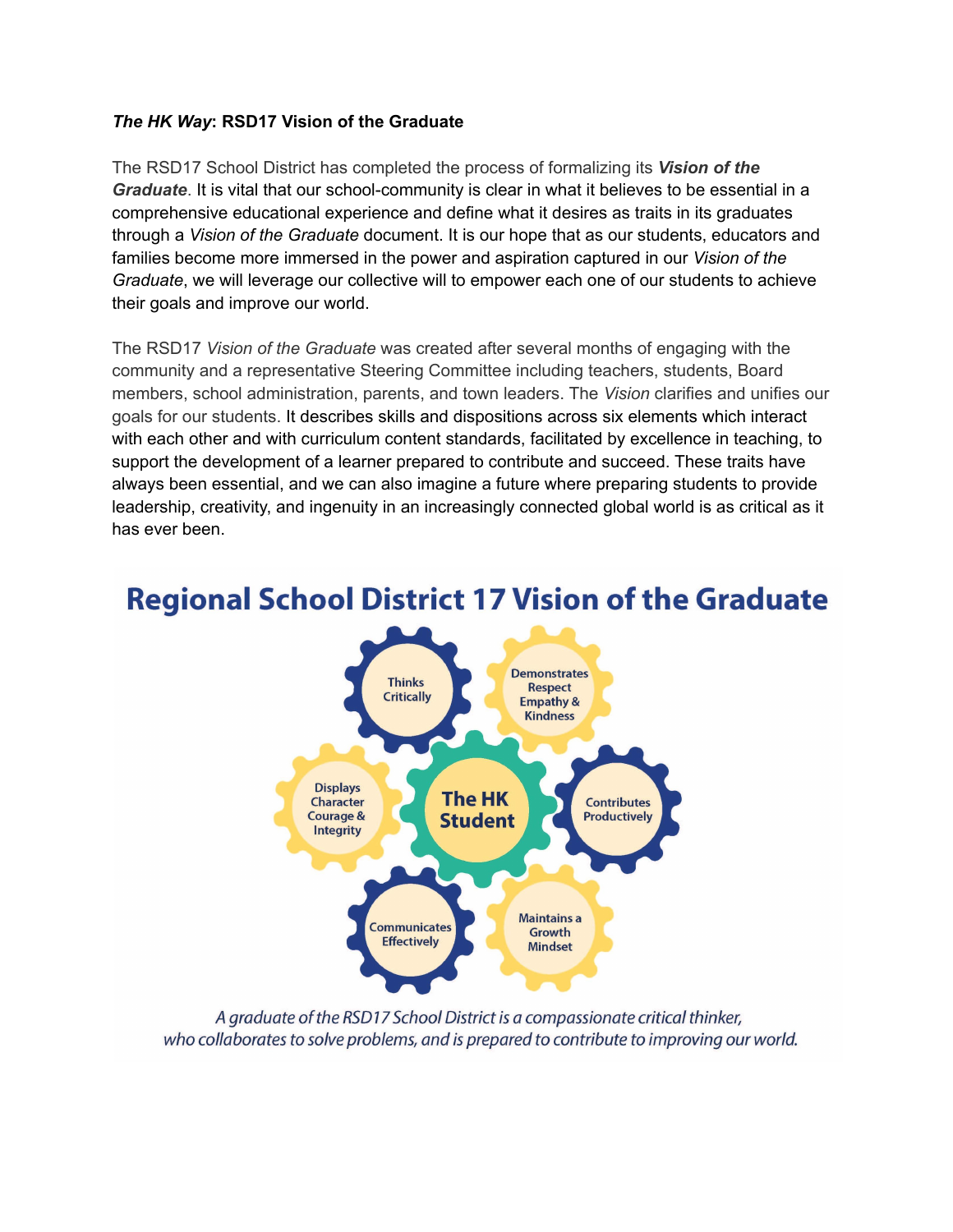***The HK Way*: RSD17 Vision of the Graduate**

The RSD17 School District has completed the process of formalizing its ***Vision of the Graduate***. It is vital that our school-community is clear in what it believes to be essential in a comprehensive educational experience and define what it desires as traits in its graduates through a *Vision of the Graduate* document. It is our hope that as our students, educators and families become more immersed in the power and aspiration captured in our *Vision of the Graduate*, we will leverage our collective will to empower each one of our students to achieve their goals and improve our world.

The RSD17 *Vision of the Graduate* was created after several months of engaging with the community and a representative Steering Committee including teachers, students, Board members, school administration, parents, and town leaders. The *Vision* clarifies and unifies our goals for our students. It describes skills and dispositions across six elements which interact with each other and with curriculum content standards, facilitated by excellence in teaching, to support the development of a learner prepared to contribute and succeed. These traits have always been essential, and we can also imagine a future where preparing students to provide leadership, creativity, and ingenuity in an increasingly connected global world is as critical as it has ever been.

## Regional School District 17 Vision of the Graduate

**The HK Student**

- Thinks Critically
- Demonstrates Respect Empathy & Kindness
- Contributes Productively
- Maintains a Growth Mindset
- Communicates Effectively
- Displays Character Courage & Integrity

*A graduate of the RSD17 School District is a compassionate critical thinker, who collaborates to solve problems, and is prepared to contribute to improving our world.*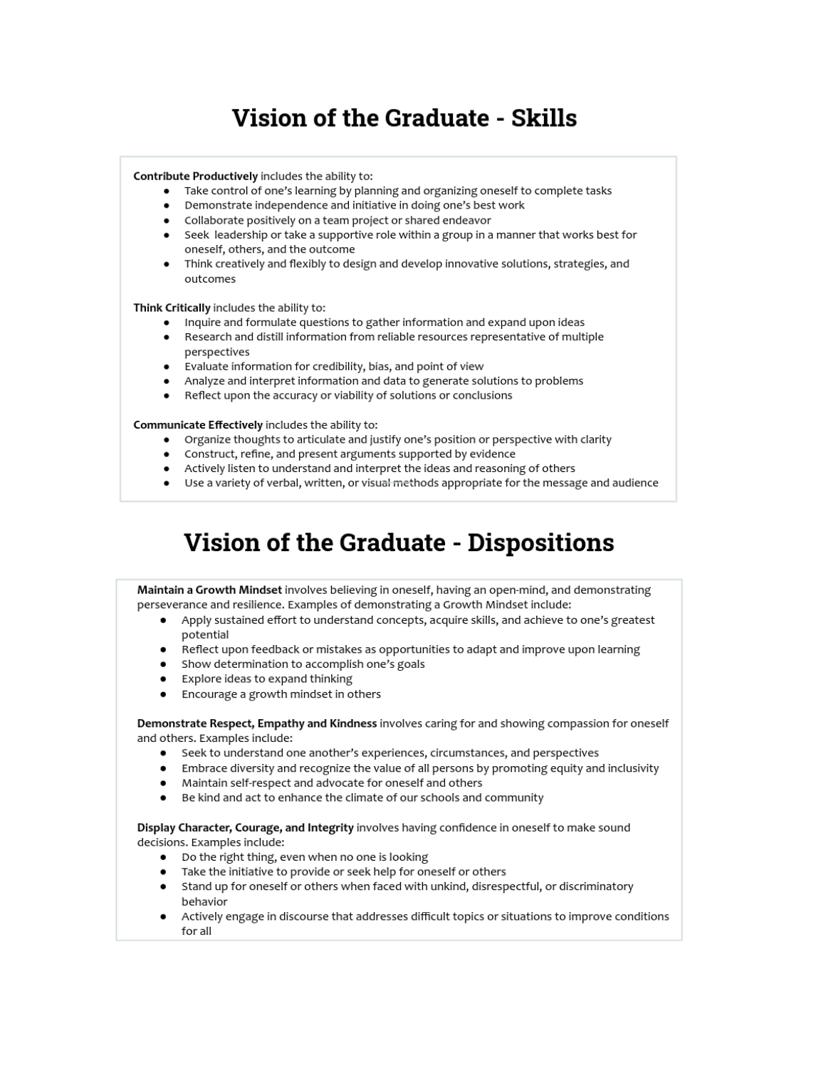# Vision of the Graduate - Skills

**Contribute Productively** includes the ability to:

- Take control of one's learning by planning and organizing oneself to complete tasks
- Demonstrate independence and initiative in doing one's best work
- Collaborate positively on a team project or shared endeavor
- Seek leadership or take a supportive role within a group in a manner that works best for oneself, others, and the outcome
- Think creatively and flexibly to design and develop innovative solutions, strategies, and outcomes

**Think Critically** includes the ability to:

- Inquire and formulate questions to gather information and expand upon ideas
- Research and distill information from reliable resources representative of multiple perspectives
- Evaluate information for credibility, bias, and point of view
- Analyze and interpret information and data to generate solutions to problems
- Reflect upon the accuracy or viability of solutions or conclusions

**Communicate Effectively** includes the ability to:

- Organize thoughts to articulate and justify one's position or perspective with clarity
- Construct, refine, and present arguments supported by evidence
- Actively listen to understand and interpret the ideas and reasoning of others
- Use a variety of verbal, written, or visual methods appropriate for the message and audience

# Vision of the Graduate - Dispositions

**Maintain a Growth Mindset** involves believing in oneself, having an open-mind, and demonstrating perseverance and resilience. Examples of demonstrating a Growth Mindset include:

- Apply sustained effort to understand concepts, acquire skills, and achieve to one's greatest potential
- Reflect upon feedback or mistakes as opportunities to adapt and improve upon learning
- Show determination to accomplish one's goals
- Explore ideas to expand thinking
- Encourage a growth mindset in others

**Demonstrate Respect, Empathy and Kindness** involves caring for and showing compassion for oneself and others. Examples include:

- Seek to understand one another's experiences, circumstances, and perspectives
- Embrace diversity and recognize the value of all persons by promoting equity and inclusivity
- Maintain self-respect and advocate for oneself and others
- Be kind and act to enhance the climate of our schools and community

**Display Character, Courage, and Integrity** involves having confidence in oneself to make sound decisions. Examples include:

- Do the right thing, even when no one is looking
- Take the initiative to provide or seek help for oneself or others
- Stand up for oneself or others when faced with unkind, disrespectful, or discriminatory behavior
- Actively engage in discourse that addresses difficult topics or situations to improve conditions for all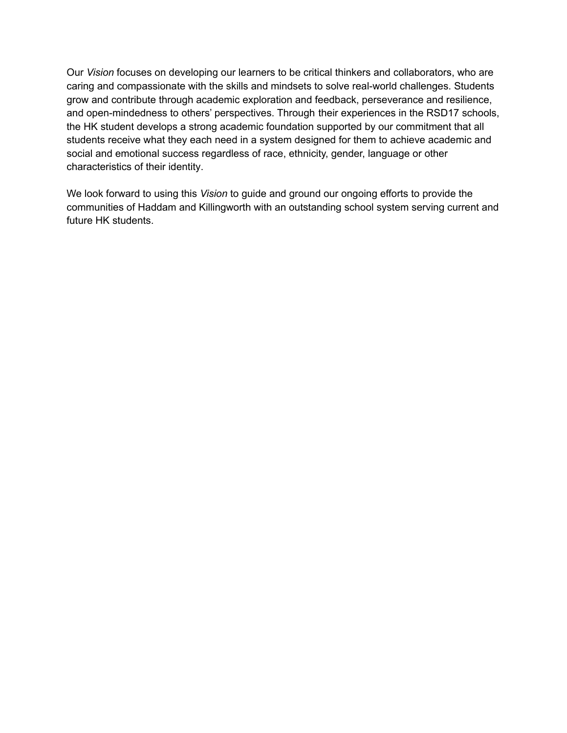Our *Vision* focuses on developing our learners to be critical thinkers and collaborators, who are caring and compassionate with the skills and mindsets to solve real-world challenges. Students grow and contribute through academic exploration and feedback, perseverance and resilience, and open-mindedness to others' perspectives. Through their experiences in the RSD17 schools, the HK student develops a strong academic foundation supported by our commitment that all students receive what they each need in a system designed for them to achieve academic and social and emotional success regardless of race, ethnicity, gender, language or other characteristics of their identity.

We look forward to using this *Vision* to guide and ground our ongoing efforts to provide the communities of Haddam and Killingworth with an outstanding school system serving current and future HK students.